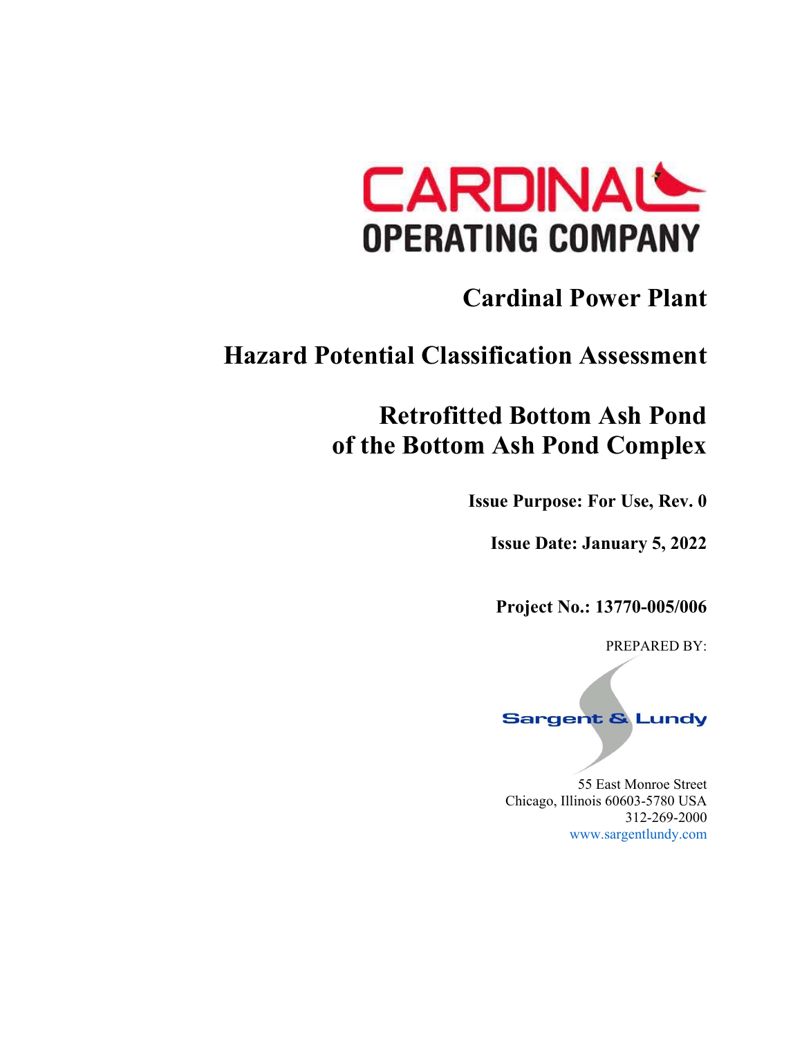CARDINAL
OPERATING COMPANY

# Cardinal Power Plant

# Hazard Potential Classification Assessment

# Retrofitted Bottom Ash Pond of the Bottom Ash Pond Complex

**Issue Purpose: For Use, Rev. 0**

**Issue Date: January 5, 2022**

**Project No.: 13770-005/006**

PREPARED BY:

Sargent & Lundy

55 East Monroe Street
Chicago, Illinois 60603-5780 USA
312-269-2000
www.sargentlundy.com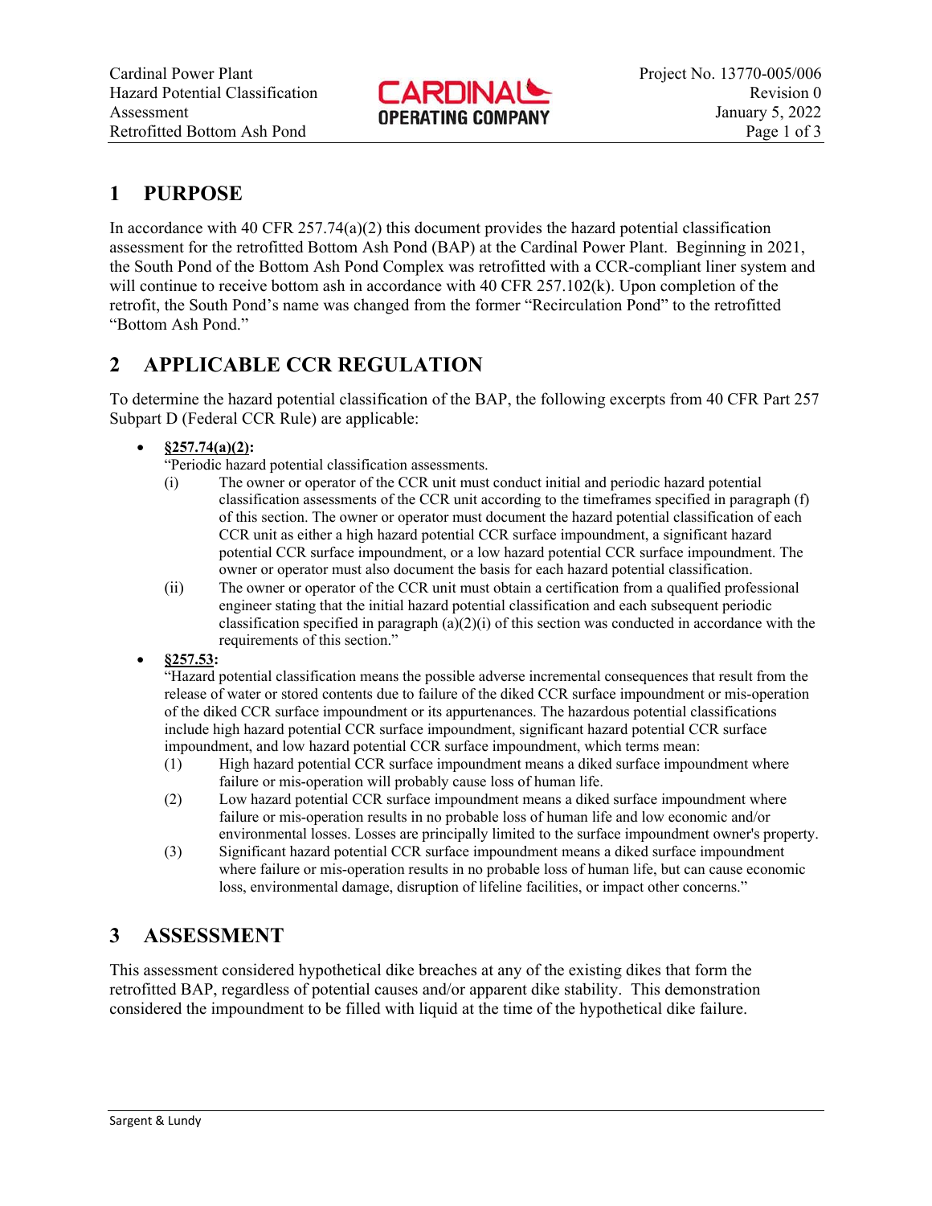## 1 PURPOSE

In accordance with 40 CFR 257.74(a)(2) this document provides the hazard potential classification assessment for the retrofitted Bottom Ash Pond (BAP) at the Cardinal Power Plant. Beginning in 2021, the South Pond of the Bottom Ash Pond Complex was retrofitted with a CCR-compliant liner system and will continue to receive bottom ash in accordance with 40 CFR 257.102(k). Upon completion of the retrofit, the South Pond's name was changed from the former "Recirculation Pond" to the retrofitted "Bottom Ash Pond."

## 2 APPLICABLE CCR REGULATION

To determine the hazard potential classification of the BAP, the following excerpts from 40 CFR Part 257 Subpart D (Federal CCR Rule) are applicable:

- **§257.74(a)(2):**
  "Periodic hazard potential classification assessments.
  (i) The owner or operator of the CCR unit must conduct initial and periodic hazard potential classification assessments of the CCR unit according to the timeframes specified in paragraph (f) of this section. The owner or operator must document the hazard potential classification of each CCR unit as either a high hazard potential CCR surface impoundment, a significant hazard potential CCR surface impoundment, or a low hazard potential CCR surface impoundment. The owner or operator must also document the basis for each hazard potential classification.
  (ii) The owner or operator of the CCR unit must obtain a certification from a qualified professional engineer stating that the initial hazard potential classification and each subsequent periodic classification specified in paragraph (a)(2)(i) of this section was conducted in accordance with the requirements of this section."
- **§257.53:**
  "Hazard potential classification means the possible adverse incremental consequences that result from the release of water or stored contents due to failure of the diked CCR surface impoundment or mis-operation of the diked CCR surface impoundment or its appurtenances. The hazardous potential classifications include high hazard potential CCR surface impoundment, significant hazard potential CCR surface impoundment, and low hazard potential CCR surface impoundment, which terms mean:
  (1) High hazard potential CCR surface impoundment means a diked surface impoundment where failure or mis-operation will probably cause loss of human life.
  (2) Low hazard potential CCR surface impoundment means a diked surface impoundment where failure or mis-operation results in no probable loss of human life and low economic and/or environmental losses. Losses are principally limited to the surface impoundment owner's property.
  (3) Significant hazard potential CCR surface impoundment means a diked surface impoundment where failure or mis-operation results in no probable loss of human life, but can cause economic loss, environmental damage, disruption of lifeline facilities, or impact other concerns."

## 3 ASSESSMENT

This assessment considered hypothetical dike breaches at any of the existing dikes that form the retrofitted BAP, regardless of potential causes and/or apparent dike stability. This demonstration considered the impoundment to be filled with liquid at the time of the hypothetical dike failure.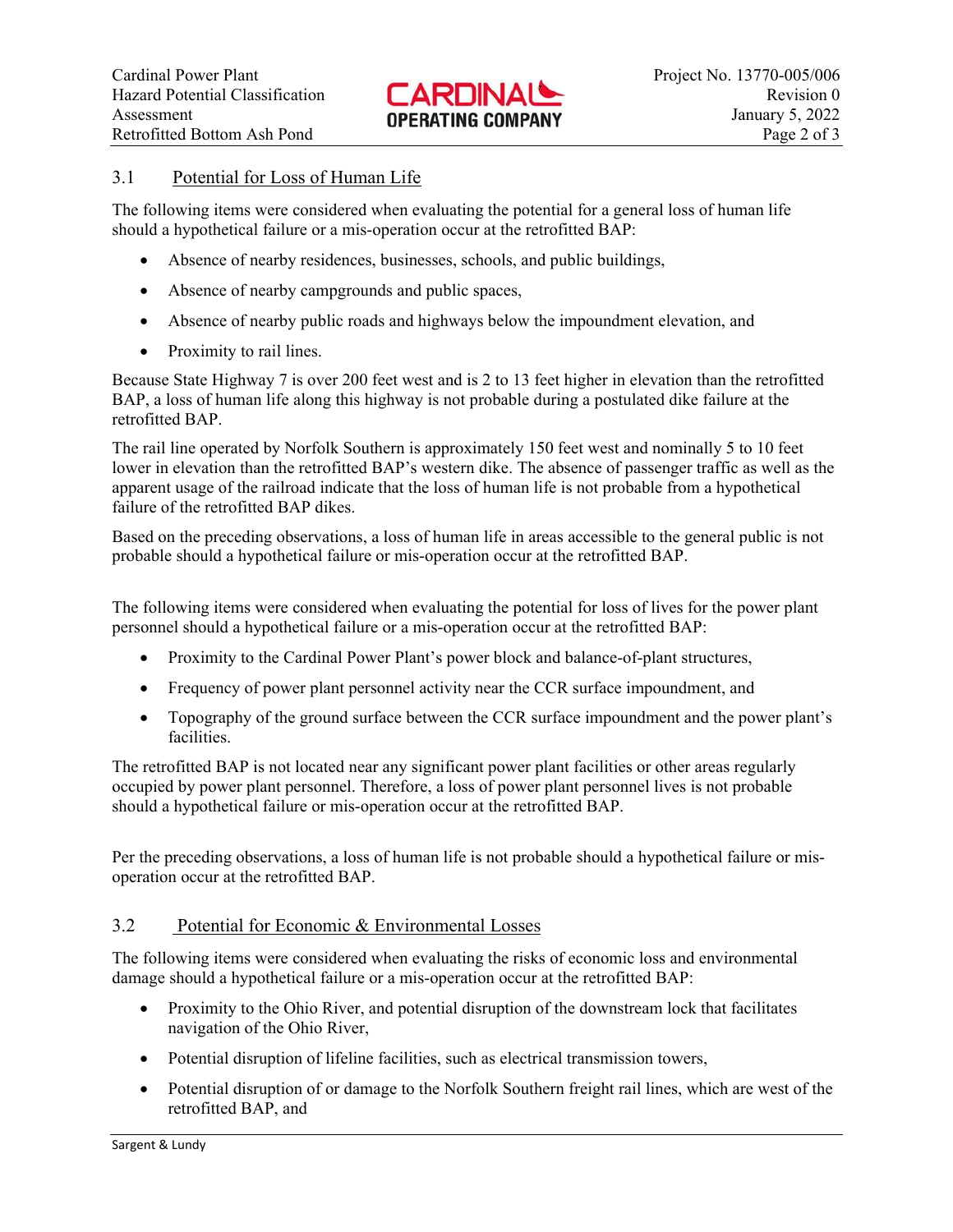## 3.1 Potential for Loss of Human Life

The following items were considered when evaluating the potential for a general loss of human life should a hypothetical failure or a mis-operation occur at the retrofitted BAP:

- Absence of nearby residences, businesses, schools, and public buildings,
- Absence of nearby campgrounds and public spaces,
- Absence of nearby public roads and highways below the impoundment elevation, and
- Proximity to rail lines.

Because State Highway 7 is over 200 feet west and is 2 to 13 feet higher in elevation than the retrofitted BAP, a loss of human life along this highway is not probable during a postulated dike failure at the retrofitted BAP.

The rail line operated by Norfolk Southern is approximately 150 feet west and nominally 5 to 10 feet lower in elevation than the retrofitted BAP's western dike. The absence of passenger traffic as well as the apparent usage of the railroad indicate that the loss of human life is not probable from a hypothetical failure of the retrofitted BAP dikes.

Based on the preceding observations, a loss of human life in areas accessible to the general public is not probable should a hypothetical failure or mis-operation occur at the retrofitted BAP.

The following items were considered when evaluating the potential for loss of lives for the power plant personnel should a hypothetical failure or a mis-operation occur at the retrofitted BAP:

- Proximity to the Cardinal Power Plant's power block and balance-of-plant structures,
- Frequency of power plant personnel activity near the CCR surface impoundment, and
- Topography of the ground surface between the CCR surface impoundment and the power plant's facilities.

The retrofitted BAP is not located near any significant power plant facilities or other areas regularly occupied by power plant personnel. Therefore, a loss of power plant personnel lives is not probable should a hypothetical failure or mis-operation occur at the retrofitted BAP.

Per the preceding observations, a loss of human life is not probable should a hypothetical failure or mis-operation occur at the retrofitted BAP.

## 3.2 Potential for Economic & Environmental Losses

The following items were considered when evaluating the risks of economic loss and environmental damage should a hypothetical failure or a mis-operation occur at the retrofitted BAP:

- Proximity to the Ohio River, and potential disruption of the downstream lock that facilitates navigation of the Ohio River,
- Potential disruption of lifeline facilities, such as electrical transmission towers,
- Potential disruption of or damage to the Norfolk Southern freight rail lines, which are west of the retrofitted BAP, and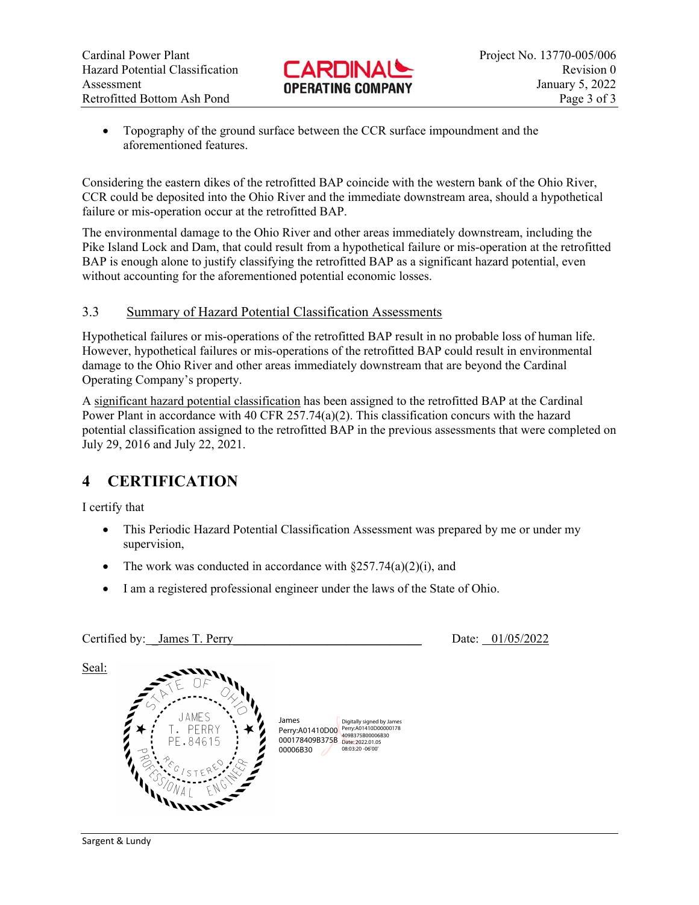- Topography of the ground surface between the CCR surface impoundment and the aforementioned features.

Considering the eastern dikes of the retrofitted BAP coincide with the western bank of the Ohio River, CCR could be deposited into the Ohio River and the immediate downstream area, should a hypothetical failure or mis-operation occur at the retrofitted BAP.

The environmental damage to the Ohio River and other areas immediately downstream, including the Pike Island Lock and Dam, that could result from a hypothetical failure or mis-operation at the retrofitted BAP is enough alone to justify classifying the retrofitted BAP as a significant hazard potential, even without accounting for the aforementioned potential economic losses.

### 3.3 Summary of Hazard Potential Classification Assessments

Hypothetical failures or mis-operations of the retrofitted BAP result in no probable loss of human life. However, hypothetical failures or mis-operations of the retrofitted BAP could result in environmental damage to the Ohio River and other areas immediately downstream that are beyond the Cardinal Operating Company's property.

A significant hazard potential classification has been assigned to the retrofitted BAP at the Cardinal Power Plant in accordance with 40 CFR 257.74(a)(2). This classification concurs with the hazard potential classification assigned to the retrofitted BAP in the previous assessments that were completed on July 29, 2016 and July 22, 2021.

## 4 CERTIFICATION

I certify that

- This Periodic Hazard Potential Classification Assessment was prepared by me or under my supervision,
- The work was conducted in accordance with §257.74(a)(2)(i), and
- I am a registered professional engineer under the laws of the State of Ohio.

Certified by: James T. Perry

Date: 01/05/2022

Seal:

STATE OF OHIO
JAMES T. PERRY
PE.84615
REGISTERED PROFESSIONAL ENGINEER

James Perry:A01410D00000178409B375B00006B30

Digitally signed by James Perry:A01410D00000178409B375B00006B30
Date: 2022.01.05 08:03:20 -06'00'